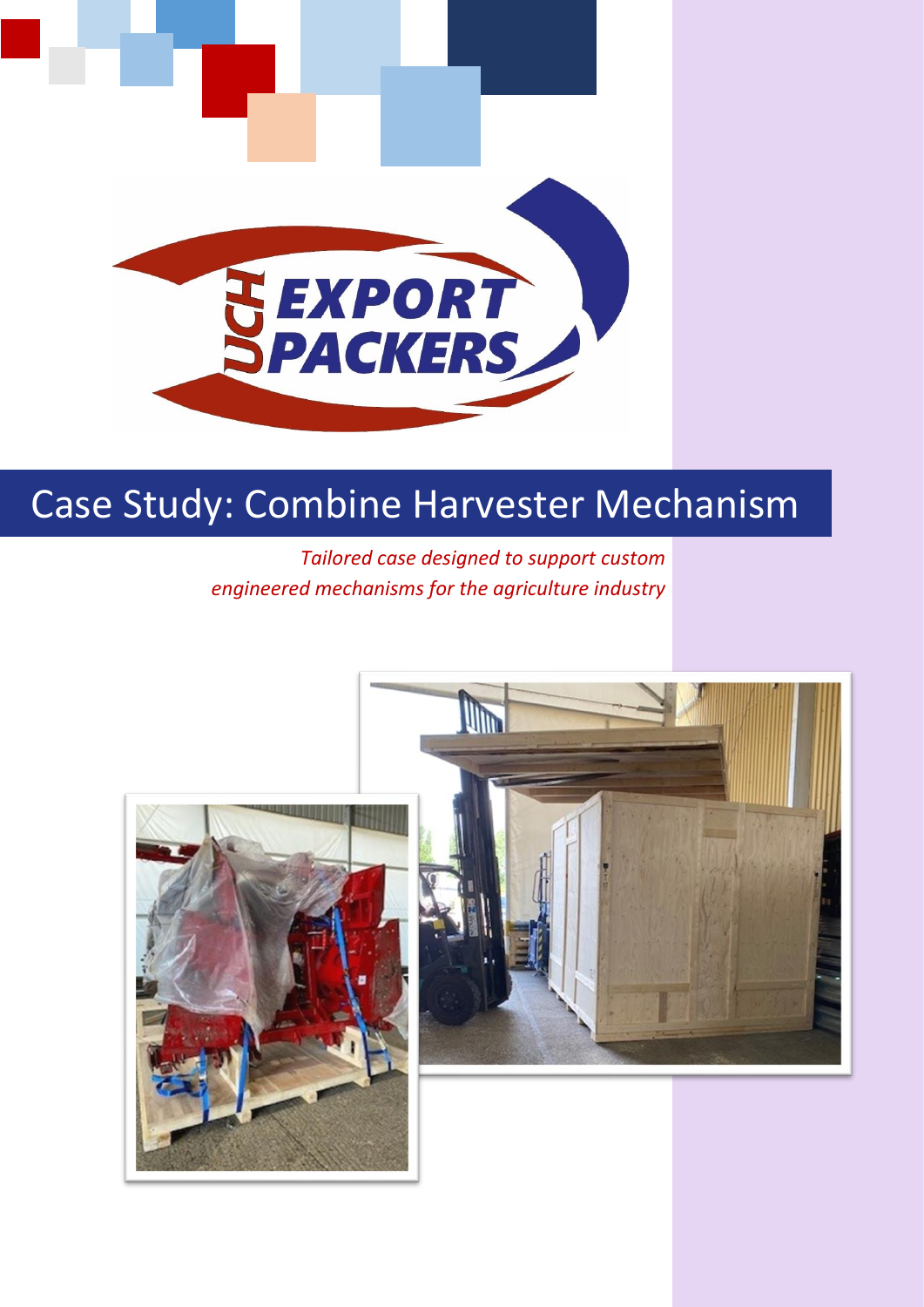# Case Study: Combine Harvester Mechanism

*Tailored case designed to support custom engineered mechanisms for the agriculture industry*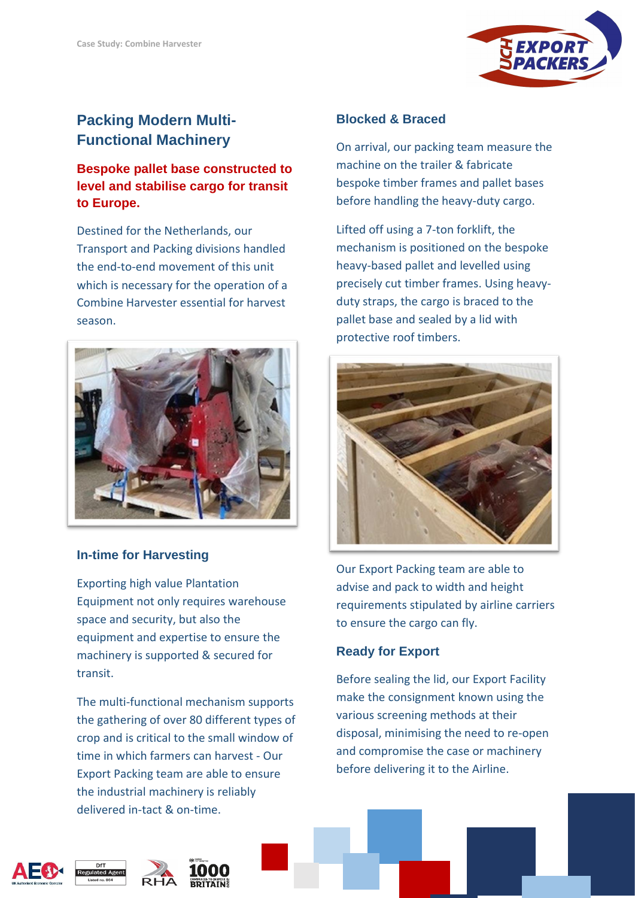## Packing Modern Multi-Functional Machinery

**Bespoke pallet base constructed to level and stabilise cargo for transit to Europe.**

Destined for the Netherlands, our Transport and Packing divisions handled the end-to-end movement of this unit which is necessary for the operation of a Combine Harvester essential for harvest season.

### In-time for Harvesting

Exporting high value Plantation Equipment not only requires warehouse space and security, but also the equipment and expertise to ensure the machinery is supported & secured for transit.

The multi-functional mechanism supports the gathering of over 80 different types of crop and is critical to the small window of time in which farmers can harvest - Our Export Packing team are able to ensure the industrial machinery is reliably delivered in-tact & on-time.

### Blocked & Braced

On arrival, our packing team measure the machine on the trailer & fabricate bespoke timber frames and pallet bases before handling the heavy-duty cargo.

Lifted off using a 7-ton forklift, the mechanism is positioned on the bespoke heavy-based pallet and levelled using precisely cut timber frames. Using heavy-duty straps, the cargo is braced to the pallet base and sealed by a lid with protective roof timbers.

Our Export Packing team are able to advise and pack to width and height requirements stipulated by airline carriers to ensure the cargo can fly.

### Ready for Export

Before sealing the lid, our Export Facility make the consignment known using the various screening methods at their disposal, minimising the need to re-open and compromise the case or machinery before delivering it to the Airline.